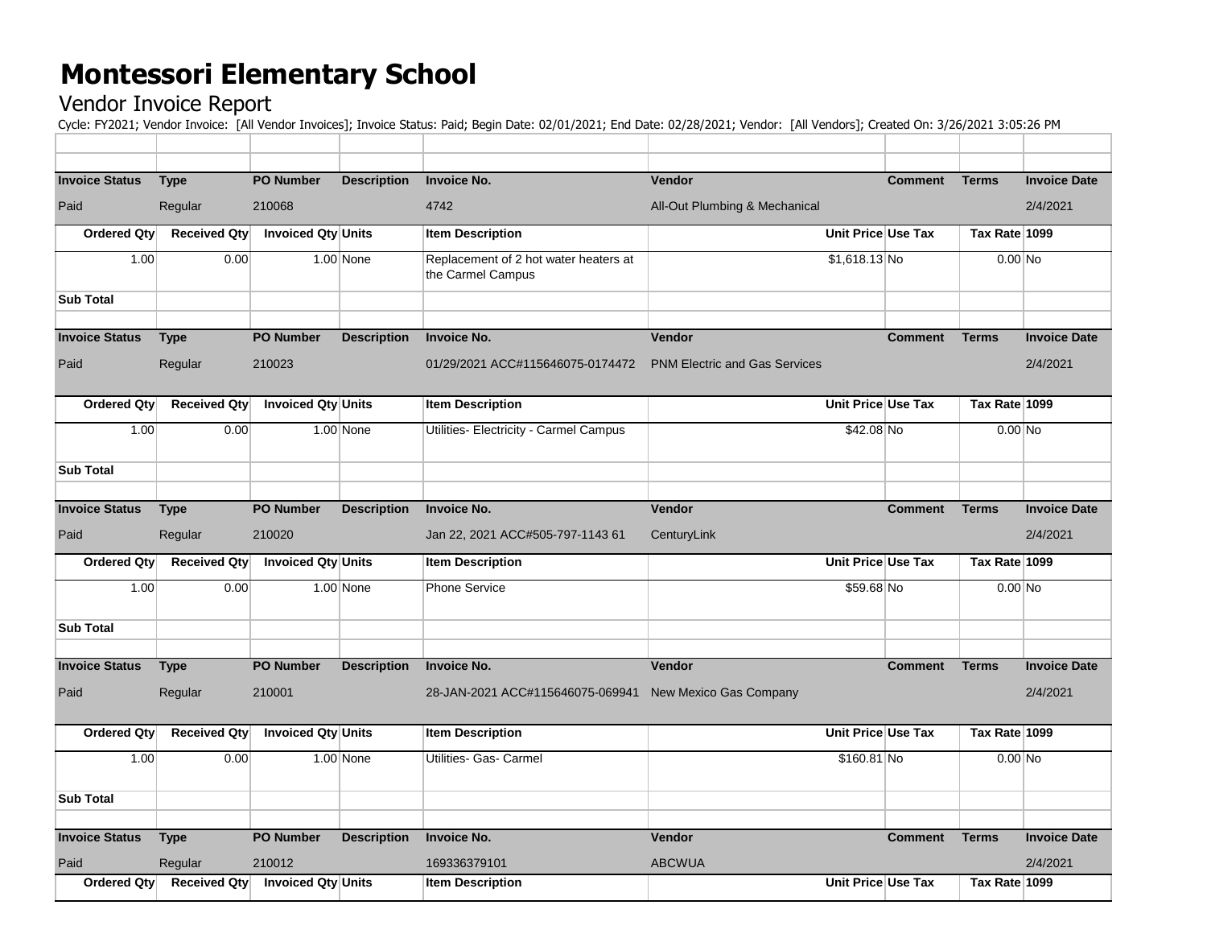# Montessori Elementary School

## Vendor Invoice Report

Cycle: FY2021; Vendor Invoice: [All Vendor Invoices]; Invoice Status: Paid; Begin Date: 02/01/2021; End Date: 02/28/2021; Vendor: [All Vendors]; Created On: 3/26/2021 3:05:26 PM

| | | | | | | | | |
|---|---|---|---|---|---|---|---|---|
| **Invoice Status** | **Type** | **PO Number** | **Description** | **Invoice No.** | **Vendor** | **Comment** | **Terms** | **Invoice Date** |
| Paid | Regular | 210068 | | 4742 | All-Out Plumbing & Mechanical | | | 2/4/2021 |
| **Ordered Qty** | **Received Qty** | **Invoiced Qty** | **Units** | **Item Description** | **Unit Price** | **Use Tax** | **Tax Rate** | **1099** |
| 1.00 | 0.00 | 1.00 | None | Replacement of 2 hot water heaters at the Carmel Campus | $1,618.13 | No | 0.00 | No |
| **Sub Total** | | | | | | | | |
| | | | | | | | | |
| **Invoice Status** | **Type** | **PO Number** | **Description** | **Invoice No.** | **Vendor** | **Comment** | **Terms** | **Invoice Date** |
| Paid | Regular | 210023 | | 01/29/2021 ACC#115646075-0174472 | PNM Electric and Gas Services | | | 2/4/2021 |
| **Ordered Qty** | **Received Qty** | **Invoiced Qty** | **Units** | **Item Description** | **Unit Price** | **Use Tax** | **Tax Rate** | **1099** |
| 1.00 | 0.00 | 1.00 | None | Utilities- Electricity - Carmel Campus | $42.08 | No | 0.00 | No |
| **Sub Total** | | | | | | | | |
| | | | | | | | | |
| **Invoice Status** | **Type** | **PO Number** | **Description** | **Invoice No.** | **Vendor** | **Comment** | **Terms** | **Invoice Date** |
| Paid | Regular | 210020 | | Jan 22, 2021 ACC#505-797-1143 61 | CenturyLink | | | 2/4/2021 |
| **Ordered Qty** | **Received Qty** | **Invoiced Qty** | **Units** | **Item Description** | **Unit Price** | **Use Tax** | **Tax Rate** | **1099** |
| 1.00 | 0.00 | 1.00 | None | Phone Service | $59.68 | No | 0.00 | No |
| **Sub Total** | | | | | | | | |
| | | | | | | | | |
| **Invoice Status** | **Type** | **PO Number** | **Description** | **Invoice No.** | **Vendor** | **Comment** | **Terms** | **Invoice Date** |
| Paid | Regular | 210001 | | 28-JAN-2021 ACC#115646075-069941 | New Mexico Gas Company | | | 2/4/2021 |
| **Ordered Qty** | **Received Qty** | **Invoiced Qty** | **Units** | **Item Description** | **Unit Price** | **Use Tax** | **Tax Rate** | **1099** |
| 1.00 | 0.00 | 1.00 | None | Utilities- Gas- Carmel | $160.81 | No | 0.00 | No |
| **Sub Total** | | | | | | | | |
| | | | | | | | | |
| **Invoice Status** | **Type** | **PO Number** | **Description** | **Invoice No.** | **Vendor** | **Comment** | **Terms** | **Invoice Date** |
| Paid | Regular | 210012 | | 169336379101 | ABCWUA | | | 2/4/2021 |
| **Ordered Qty** | **Received Qty** | **Invoiced Qty** | **Units** | **Item Description** | **Unit Price** | **Use Tax** | **Tax Rate** | **1099** |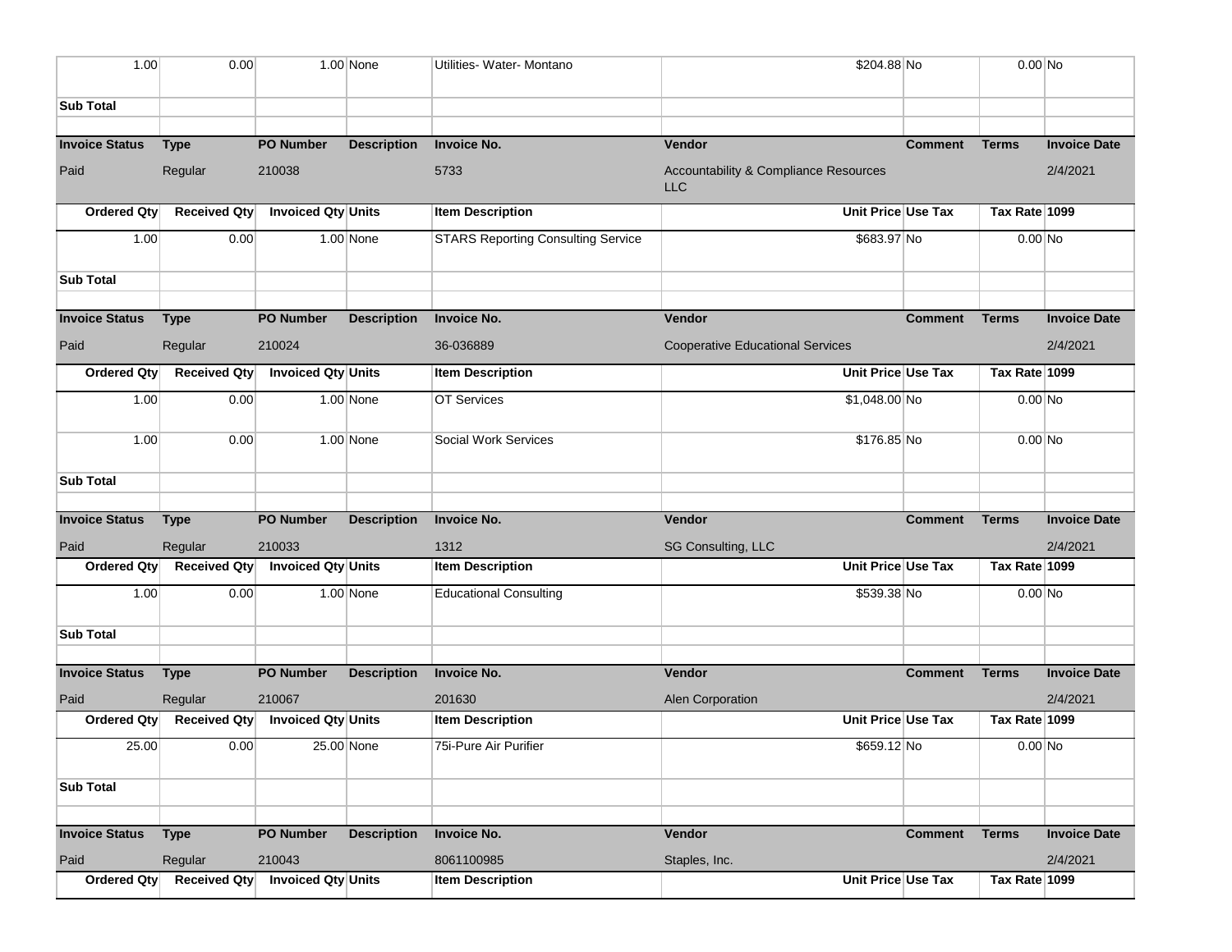| | | | | | | | | |
|---|---|---|---|---|---|---|---|---|
| 1.00 | 0.00 | 1.00 | None | Utilities- Water- Montano | $204.88 | No | 0.00 | No |
| **Sub Total** | | | | | | | | |
| | | | | | | | | |
| **Invoice Status** | **Type** | **PO Number** | **Description** | **Invoice No.** | **Vendor** | **Comment** | **Terms** | **Invoice Date** |
| Paid | Regular | 210038 | | 5733 | Accountability & Compliance Resources LLC | | | 2/4/2021 |
| **Ordered Qty** | **Received Qty** | **Invoiced Qty** | **Units** | **Item Description** | **Unit Price** | **Use Tax** | **Tax Rate** | **1099** |
| 1.00 | 0.00 | 1.00 | None | STARS Reporting Consulting Service | $683.97 | No | 0.00 | No |
| **Sub Total** | | | | | | | | |
| | | | | | | | | |
| **Invoice Status** | **Type** | **PO Number** | **Description** | **Invoice No.** | **Vendor** | **Comment** | **Terms** | **Invoice Date** |
| Paid | Regular | 210024 | | 36-036889 | Cooperative Educational Services | | | 2/4/2021 |
| **Ordered Qty** | **Received Qty** | **Invoiced Qty** | **Units** | **Item Description** | **Unit Price** | **Use Tax** | **Tax Rate** | **1099** |
| 1.00 | 0.00 | 1.00 | None | OT Services | $1,048.00 | No | 0.00 | No |
| 1.00 | 0.00 | 1.00 | None | Social Work Services | $176.85 | No | 0.00 | No |
| **Sub Total** | | | | | | | | |
| | | | | | | | | |
| **Invoice Status** | **Type** | **PO Number** | **Description** | **Invoice No.** | **Vendor** | **Comment** | **Terms** | **Invoice Date** |
| Paid | Regular | 210033 | | 1312 | SG Consulting, LLC | | | 2/4/2021 |
| **Ordered Qty** | **Received Qty** | **Invoiced Qty** | **Units** | **Item Description** | **Unit Price** | **Use Tax** | **Tax Rate** | **1099** |
| 1.00 | 0.00 | 1.00 | None | Educational Consulting | $539.38 | No | 0.00 | No |
| **Sub Total** | | | | | | | | |
| | | | | | | | | |
| **Invoice Status** | **Type** | **PO Number** | **Description** | **Invoice No.** | **Vendor** | **Comment** | **Terms** | **Invoice Date** |
| Paid | Regular | 210067 | | 201630 | Alen Corporation | | | 2/4/2021 |
| **Ordered Qty** | **Received Qty** | **Invoiced Qty** | **Units** | **Item Description** | **Unit Price** | **Use Tax** | **Tax Rate** | **1099** |
| 25.00 | 0.00 | 25.00 | None | 75i-Pure Air Purifier | $659.12 | No | 0.00 | No |
| **Sub Total** | | | | | | | | |
| | | | | | | | | |
| **Invoice Status** | **Type** | **PO Number** | **Description** | **Invoice No.** | **Vendor** | **Comment** | **Terms** | **Invoice Date** |
| Paid | Regular | 210043 | | 8061100985 | Staples, Inc. | | | 2/4/2021 |
| **Ordered Qty** | **Received Qty** | **Invoiced Qty** | **Units** | **Item Description** | **Unit Price** | **Use Tax** | **Tax Rate** | **1099** |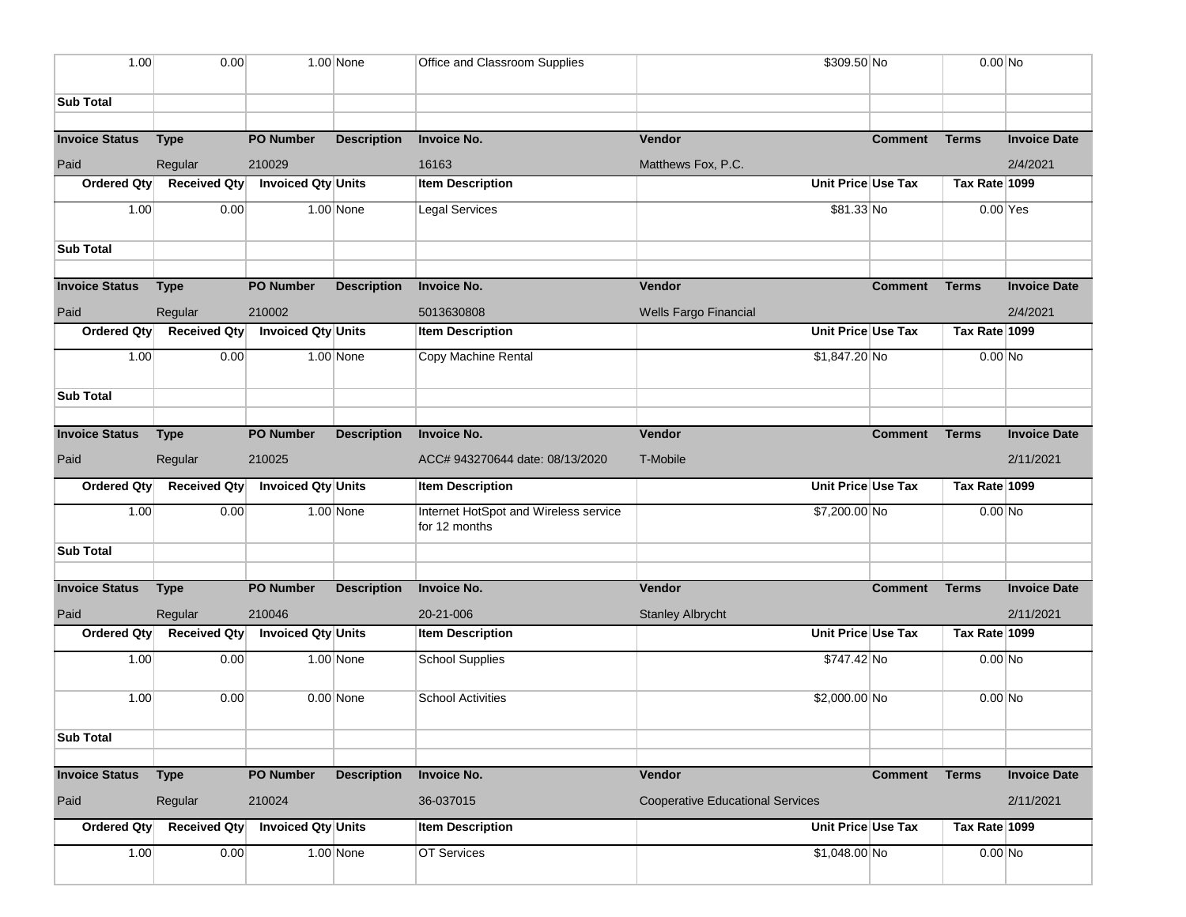| | | | | | | | | | |
|---|---|---|---|---|---|---|---|---|---|
| 1.00 | 0.00 | 1.00 | None | Office and Classroom Supplies | | $309.50 | No | 0.00 | No |
| **Sub Total** | | | | | | | | | |
| | | | | | | | | | |
| **Invoice Status** | **Type** | **PO Number** | **Description** | **Invoice No.** | **Vendor** | | **Comment** | **Terms** | **Invoice Date** |
| Paid | Regular | 210029 | | 16163 | Matthews Fox, P.C. | | | | 2/4/2021 |
| **Ordered Qty** | **Received Qty** | **Invoiced Qty** | **Units** | **Item Description** | | **Unit Price** | **Use Tax** | **Tax Rate** | **1099** |
| 1.00 | 0.00 | 1.00 | None | Legal Services | | $81.33 | No | 0.00 | Yes |
| **Sub Total** | | | | | | | | | |
| | | | | | | | | | |
| **Invoice Status** | **Type** | **PO Number** | **Description** | **Invoice No.** | **Vendor** | | **Comment** | **Terms** | **Invoice Date** |
| Paid | Regular | 210002 | | 5013630808 | Wells Fargo Financial | | | | 2/4/2021 |
| **Ordered Qty** | **Received Qty** | **Invoiced Qty** | **Units** | **Item Description** | | **Unit Price** | **Use Tax** | **Tax Rate** | **1099** |
| 1.00 | 0.00 | 1.00 | None | Copy Machine Rental | | $1,847.20 | No | 0.00 | No |
| **Sub Total** | | | | | | | | | |
| | | | | | | | | | |
| **Invoice Status** | **Type** | **PO Number** | **Description** | **Invoice No.** | **Vendor** | | **Comment** | **Terms** | **Invoice Date** |
| Paid | Regular | 210025 | | ACC# 943270644 date: 08/13/2020 | T-Mobile | | | | 2/11/2021 |
| **Ordered Qty** | **Received Qty** | **Invoiced Qty** | **Units** | **Item Description** | | **Unit Price** | **Use Tax** | **Tax Rate** | **1099** |
| 1.00 | 0.00 | 1.00 | None | Internet HotSpot and Wireless service for 12 months | | $7,200.00 | No | 0.00 | No |
| **Sub Total** | | | | | | | | | |
| | | | | | | | | | |
| **Invoice Status** | **Type** | **PO Number** | **Description** | **Invoice No.** | **Vendor** | | **Comment** | **Terms** | **Invoice Date** |
| Paid | Regular | 210046 | | 20-21-006 | Stanley Albrycht | | | | 2/11/2021 |
| **Ordered Qty** | **Received Qty** | **Invoiced Qty** | **Units** | **Item Description** | | **Unit Price** | **Use Tax** | **Tax Rate** | **1099** |
| 1.00 | 0.00 | 1.00 | None | School Supplies | | $747.42 | No | 0.00 | No |
| 1.00 | 0.00 | 0.00 | None | School Activities | | $2,000.00 | No | 0.00 | No |
| **Sub Total** | | | | | | | | | |
| | | | | | | | | | |
| **Invoice Status** | **Type** | **PO Number** | **Description** | **Invoice No.** | **Vendor** | | **Comment** | **Terms** | **Invoice Date** |
| Paid | Regular | 210024 | | 36-037015 | Cooperative Educational Services | | | | 2/11/2021 |
| **Ordered Qty** | **Received Qty** | **Invoiced Qty** | **Units** | **Item Description** | | **Unit Price** | **Use Tax** | **Tax Rate** | **1099** |
| 1.00 | 0.00 | 1.00 | None | OT Services | | $1,048.00 | No | 0.00 | No |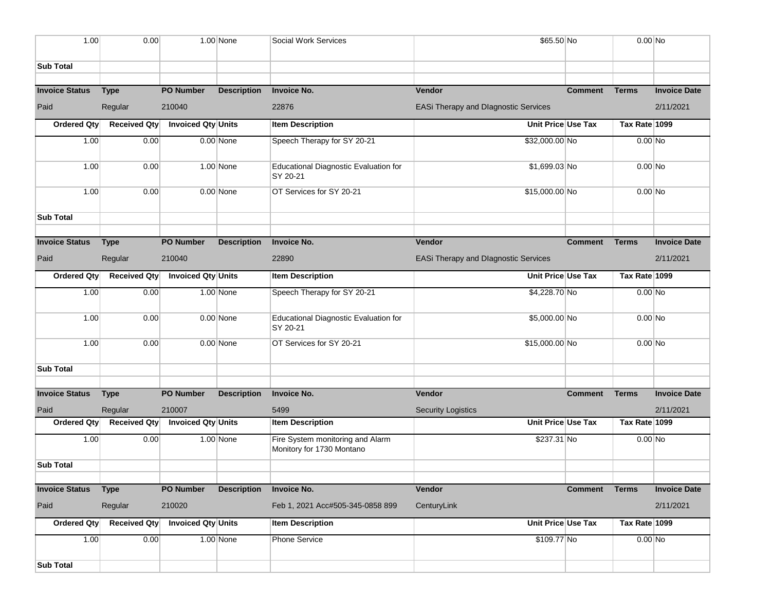| | | | | | | | | |
|---|---|---|---|---|---|---|---|---|
| 1.00 | 0.00 | 1.00 | None | Social Work Services | $65.50 | No | 0.00 | No |
| **Sub Total** | | | | | | | | |
| | | | | | | | | |
| **Invoice Status** | **Type** | **PO Number** | **Description** | **Invoice No.** | **Vendor** | **Comment** | **Terms** | **Invoice Date** |
| Paid | Regular | 210040 | | 22876 | EASi Therapy and DIagnostic Services | | | 2/11/2021 |
| **Ordered Qty** | **Received Qty** | **Invoiced Qty** | **Units** | **Item Description** | **Unit Price** | **Use Tax** | **Tax Rate** | **1099** |
| 1.00 | 0.00 | 0.00 | None | Speech Therapy for SY 20-21 | $32,000.00 | No | 0.00 | No |
| 1.00 | 0.00 | 1.00 | None | Educational Diagnostic Evaluation for SY 20-21 | $1,699.03 | No | 0.00 | No |
| 1.00 | 0.00 | 0.00 | None | OT Services for SY 20-21 | $15,000.00 | No | 0.00 | No |
| **Sub Total** | | | | | | | | |
| | | | | | | | | |
| **Invoice Status** | **Type** | **PO Number** | **Description** | **Invoice No.** | **Vendor** | **Comment** | **Terms** | **Invoice Date** |
| Paid | Regular | 210040 | | 22890 | EASi Therapy and DIagnostic Services | | | 2/11/2021 |
| **Ordered Qty** | **Received Qty** | **Invoiced Qty** | **Units** | **Item Description** | **Unit Price** | **Use Tax** | **Tax Rate** | **1099** |
| 1.00 | 0.00 | 1.00 | None | Speech Therapy for SY 20-21 | $4,228.70 | No | 0.00 | No |
| 1.00 | 0.00 | 0.00 | None | Educational Diagnostic Evaluation for SY 20-21 | $5,000.00 | No | 0.00 | No |
| 1.00 | 0.00 | 0.00 | None | OT Services for SY 20-21 | $15,000.00 | No | 0.00 | No |
| **Sub Total** | | | | | | | | |
| | | | | | | | | |
| **Invoice Status** | **Type** | **PO Number** | **Description** | **Invoice No.** | **Vendor** | **Comment** | **Terms** | **Invoice Date** |
| Paid | Regular | 210007 | | 5499 | Security Logistics | | | 2/11/2021 |
| **Ordered Qty** | **Received Qty** | **Invoiced Qty** | **Units** | **Item Description** | **Unit Price** | **Use Tax** | **Tax Rate** | **1099** |
| 1.00 | 0.00 | 1.00 | None | Fire System monitoring and Alarm Monitory for 1730 Montano | $237.31 | No | 0.00 | No |
| **Sub Total** | | | | | | | | |
| | | | | | | | | |
| **Invoice Status** | **Type** | **PO Number** | **Description** | **Invoice No.** | **Vendor** | **Comment** | **Terms** | **Invoice Date** |
| Paid | Regular | 210020 | | Feb 1, 2021 Acc#505-345-0858 899 | CenturyLink | | | 2/11/2021 |
| **Ordered Qty** | **Received Qty** | **Invoiced Qty** | **Units** | **Item Description** | **Unit Price** | **Use Tax** | **Tax Rate** | **1099** |
| 1.00 | 0.00 | 1.00 | None | Phone Service | $109.77 | No | 0.00 | No |
| **Sub Total** | | | | | | | | |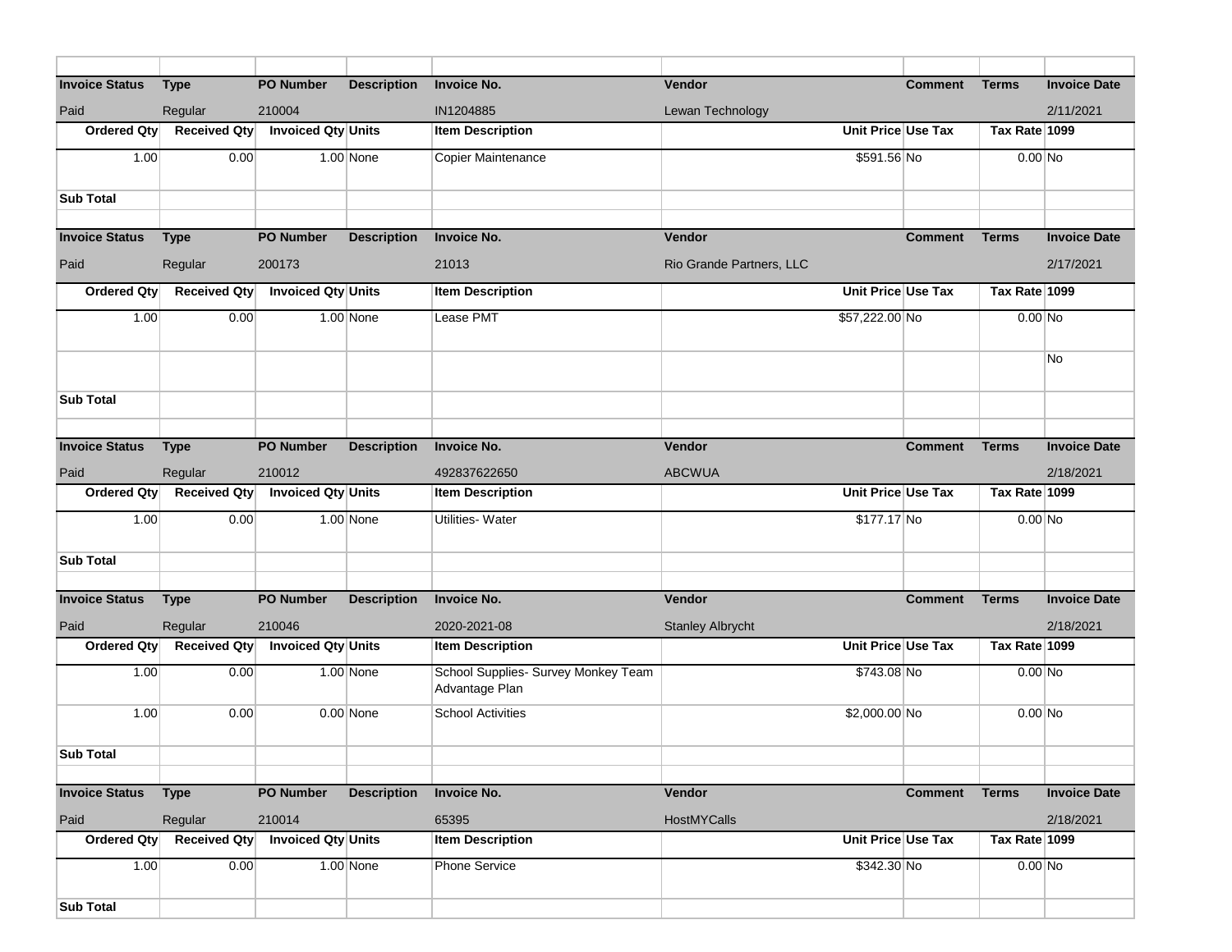| Invoice Status | Type | PO Number | Description | Invoice No. | Vendor | Comment | Terms | Invoice Date |
|---|---|---|---|---|---|---|---|---|
| Paid | Regular | 210004 | | IN1204885 | Lewan Technology | | | 2/11/2021 |
| **Ordered Qty** | **Received Qty** | **Invoiced Qty** | **Units** | **Item Description** | **Unit Price** | **Use Tax** | **Tax Rate** | **1099** |
| 1.00 | 0.00 | 1.00 | None | Copier Maintenance | $591.56 | No | 0.00 | No |
| **Sub Total** | | | | | | | | |

| Invoice Status | Type | PO Number | Description | Invoice No. | Vendor | Comment | Terms | Invoice Date |
|---|---|---|---|---|---|---|---|---|
| Paid | Regular | 200173 | | 21013 | Rio Grande Partners, LLC | | | 2/17/2021 |
| **Ordered Qty** | **Received Qty** | **Invoiced Qty** | **Units** | **Item Description** | **Unit Price** | **Use Tax** | **Tax Rate** | **1099** |
| 1.00 | 0.00 | 1.00 | None | Lease PMT | $57,222.00 | No | 0.00 | No |
| | | | | | | | | No |
| **Sub Total** | | | | | | | | |

| Invoice Status | Type | PO Number | Description | Invoice No. | Vendor | Comment | Terms | Invoice Date |
|---|---|---|---|---|---|---|---|---|
| Paid | Regular | 210012 | | 492837622650 | ABCWUA | | | 2/18/2021 |
| **Ordered Qty** | **Received Qty** | **Invoiced Qty** | **Units** | **Item Description** | **Unit Price** | **Use Tax** | **Tax Rate** | **1099** |
| 1.00 | 0.00 | 1.00 | None | Utilities- Water | $177.17 | No | 0.00 | No |
| **Sub Total** | | | | | | | | |

| Invoice Status | Type | PO Number | Description | Invoice No. | Vendor | Comment | Terms | Invoice Date |
|---|---|---|---|---|---|---|---|---|
| Paid | Regular | 210046 | | 2020-2021-08 | Stanley Albrycht | | | 2/18/2021 |
| **Ordered Qty** | **Received Qty** | **Invoiced Qty** | **Units** | **Item Description** | **Unit Price** | **Use Tax** | **Tax Rate** | **1099** |
| 1.00 | 0.00 | 1.00 | None | School Supplies- Survey Monkey Team Advantage Plan | $743.08 | No | 0.00 | No |
| 1.00 | 0.00 | 0.00 | None | School Activities | $2,000.00 | No | 0.00 | No |
| **Sub Total** | | | | | | | | |

| Invoice Status | Type | PO Number | Description | Invoice No. | Vendor | Comment | Terms | Invoice Date |
|---|---|---|---|---|---|---|---|---|
| Paid | Regular | 210014 | | 65395 | HostMYCalls | | | 2/18/2021 |
| **Ordered Qty** | **Received Qty** | **Invoiced Qty** | **Units** | **Item Description** | **Unit Price** | **Use Tax** | **Tax Rate** | **1099** |
| 1.00 | 0.00 | 1.00 | None | Phone Service | $342.30 | No | 0.00 | No |
| **Sub Total** | | | | | | | | |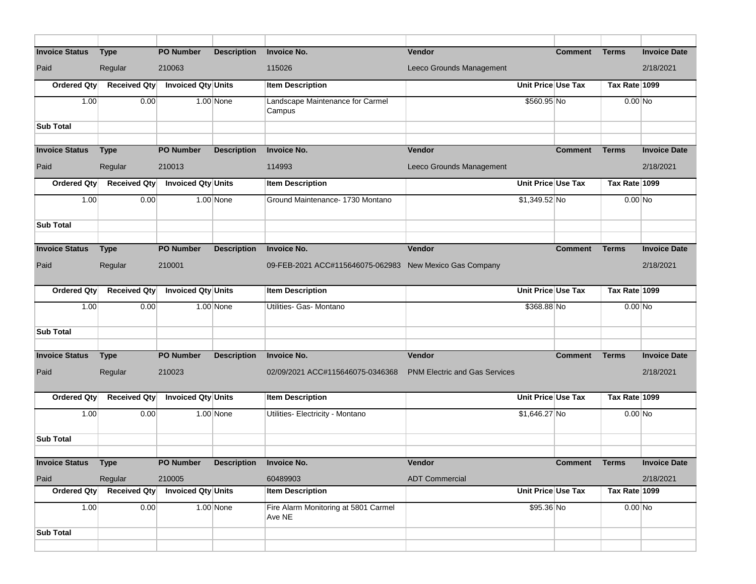| Invoice Status | Type | PO Number | Description | Invoice No. | Vendor | Comment | Terms | Invoice Date |
|---|---|---|---|---|---|---|---|---|
| Paid | Regular | 210063 | | 115026 | Leeco Grounds Management | | | 2/18/2021 |
| **Ordered Qty** | **Received Qty** | **Invoiced Qty** | **Units** | **Item Description** | **Unit Price** | **Use Tax** | **Tax Rate** | **1099** |
| 1.00 | 0.00 | 1.00 | None | Landscape Maintenance for Carmel Campus | $560.95 | No | 0.00 | No |
| **Sub Total** | | | | | | | | |
| | | | | | | | | |
| **Invoice Status** | **Type** | **PO Number** | **Description** | **Invoice No.** | **Vendor** | **Comment** | **Terms** | **Invoice Date** |
| Paid | Regular | 210013 | | 114993 | Leeco Grounds Management | | | 2/18/2021 |
| **Ordered Qty** | **Received Qty** | **Invoiced Qty** | **Units** | **Item Description** | **Unit Price** | **Use Tax** | **Tax Rate** | **1099** |
| 1.00 | 0.00 | 1.00 | None | Ground Maintenance- 1730 Montano | $1,349.52 | No | 0.00 | No |
| **Sub Total** | | | | | | | | |
| | | | | | | | | |
| **Invoice Status** | **Type** | **PO Number** | **Description** | **Invoice No.** | **Vendor** | **Comment** | **Terms** | **Invoice Date** |
| Paid | Regular | 210001 | | 09-FEB-2021 ACC#115646075-062983 | New Mexico Gas Company | | | 2/18/2021 |
| **Ordered Qty** | **Received Qty** | **Invoiced Qty** | **Units** | **Item Description** | **Unit Price** | **Use Tax** | **Tax Rate** | **1099** |
| 1.00 | 0.00 | 1.00 | None | Utilities- Gas- Montano | $368.88 | No | 0.00 | No |
| **Sub Total** | | | | | | | | |
| | | | | | | | | |
| **Invoice Status** | **Type** | **PO Number** | **Description** | **Invoice No.** | **Vendor** | **Comment** | **Terms** | **Invoice Date** |
| Paid | Regular | 210023 | | 02/09/2021 ACC#115646075-0346368 | PNM Electric and Gas Services | | | 2/18/2021 |
| **Ordered Qty** | **Received Qty** | **Invoiced Qty** | **Units** | **Item Description** | **Unit Price** | **Use Tax** | **Tax Rate** | **1099** |
| 1.00 | 0.00 | 1.00 | None | Utilities- Electricity - Montano | $1,646.27 | No | 0.00 | No |
| **Sub Total** | | | | | | | | |
| | | | | | | | | |
| **Invoice Status** | **Type** | **PO Number** | **Description** | **Invoice No.** | **Vendor** | **Comment** | **Terms** | **Invoice Date** |
| Paid | Regular | 210005 | | 60489903 | ADT Commercial | | | 2/18/2021 |
| **Ordered Qty** | **Received Qty** | **Invoiced Qty** | **Units** | **Item Description** | **Unit Price** | **Use Tax** | **Tax Rate** | **1099** |
| 1.00 | 0.00 | 1.00 | None | Fire Alarm Monitoring at 5801 Carmel Ave NE | $95.36 | No | 0.00 | No |
| **Sub Total** | | | | | | | | |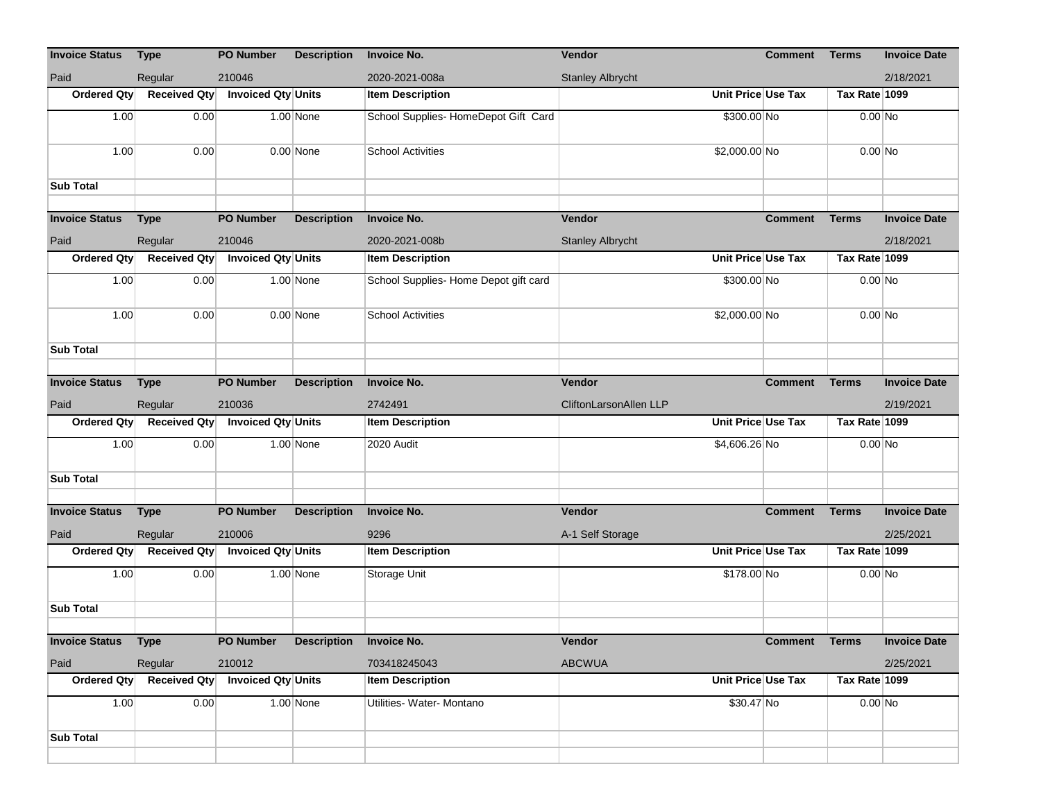| Invoice Status | Type | PO Number | Description | Invoice No. | Vendor | Comment | Terms | Invoice Date |
|---|---|---|---|---|---|---|---|---|
| Paid | Regular | 210046 | | 2020-2021-008a | Stanley Albrycht | | | 2/18/2021 |
| **Ordered Qty** | **Received Qty** | **Invoiced Qty** | **Units** | **Item Description** | **Unit Price** | **Use Tax** | **Tax Rate** | **1099** |
| 1.00 | 0.00 | 1.00 | None | School Supplies- HomeDepot Gift Card | $300.00 | No | 0.00 | No |
| 1.00 | 0.00 | 0.00 | None | School Activities | $2,000.00 | No | 0.00 | No |
| **Sub Total** | | | | | | | | |

| Invoice Status | Type | PO Number | Description | Invoice No. | Vendor | Comment | Terms | Invoice Date |
|---|---|---|---|---|---|---|---|---|
| Paid | Regular | 210046 | | 2020-2021-008b | Stanley Albrycht | | | 2/18/2021 |
| **Ordered Qty** | **Received Qty** | **Invoiced Qty** | **Units** | **Item Description** | **Unit Price** | **Use Tax** | **Tax Rate** | **1099** |
| 1.00 | 0.00 | 1.00 | None | School Supplies- Home Depot gift card | $300.00 | No | 0.00 | No |
| 1.00 | 0.00 | 0.00 | None | School Activities | $2,000.00 | No | 0.00 | No |
| **Sub Total** | | | | | | | | |

| Invoice Status | Type | PO Number | Description | Invoice No. | Vendor | Comment | Terms | Invoice Date |
|---|---|---|---|---|---|---|---|---|
| Paid | Regular | 210036 | | 2742491 | CliftonLarsonAllen LLP | | | 2/19/2021 |
| **Ordered Qty** | **Received Qty** | **Invoiced Qty** | **Units** | **Item Description** | **Unit Price** | **Use Tax** | **Tax Rate** | **1099** |
| 1.00 | 0.00 | 1.00 | None | 2020 Audit | $4,606.26 | No | 0.00 | No |
| **Sub Total** | | | | | | | | |

| Invoice Status | Type | PO Number | Description | Invoice No. | Vendor | Comment | Terms | Invoice Date |
|---|---|---|---|---|---|---|---|---|
| Paid | Regular | 210006 | | 9296 | A-1 Self Storage | | | 2/25/2021 |
| **Ordered Qty** | **Received Qty** | **Invoiced Qty** | **Units** | **Item Description** | **Unit Price** | **Use Tax** | **Tax Rate** | **1099** |
| 1.00 | 0.00 | 1.00 | None | Storage Unit | $178.00 | No | 0.00 | No |
| **Sub Total** | | | | | | | | |

| Invoice Status | Type | PO Number | Description | Invoice No. | Vendor | Comment | Terms | Invoice Date |
|---|---|---|---|---|---|---|---|---|
| Paid | Regular | 210012 | | 703418245043 | ABCWUA | | | 2/25/2021 |
| **Ordered Qty** | **Received Qty** | **Invoiced Qty** | **Units** | **Item Description** | **Unit Price** | **Use Tax** | **Tax Rate** | **1099** |
| 1.00 | 0.00 | 1.00 | None | Utilities- Water- Montano | $30.47 | No | 0.00 | No |
| **Sub Total** | | | | | | | | |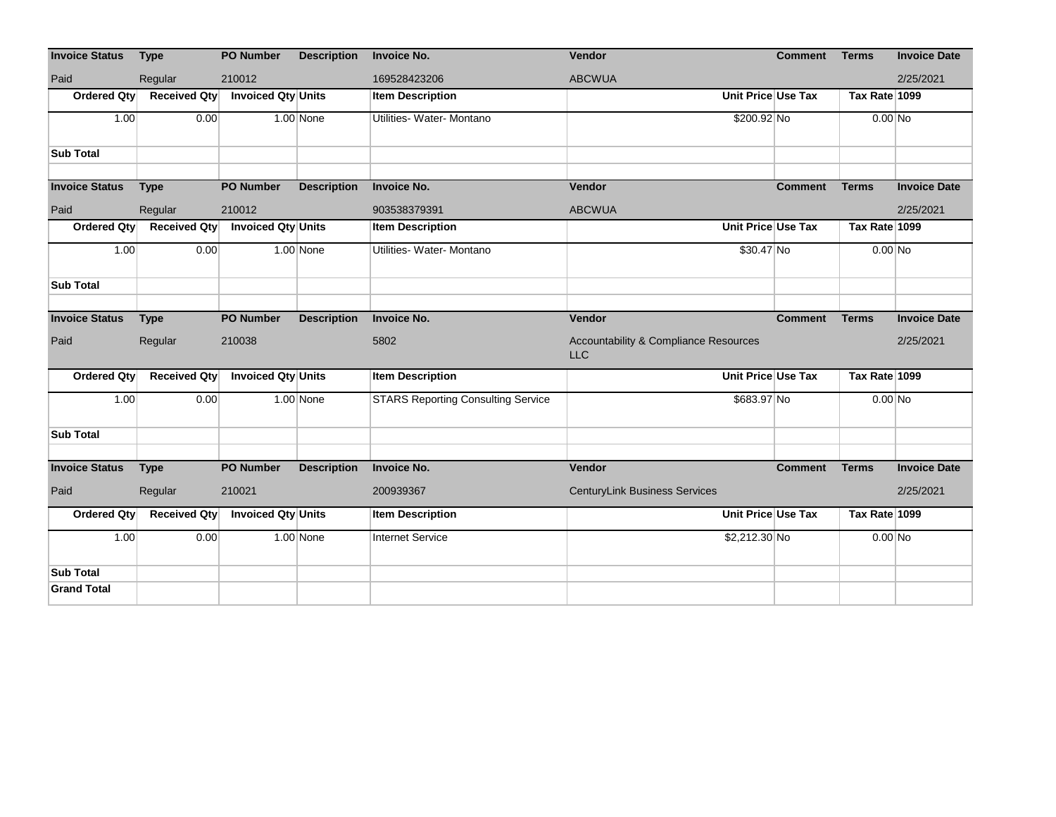| Invoice Status | Type | PO Number | Description | Invoice No. | Vendor | Comment | Terms | Invoice Date |
|---|---|---|---|---|---|---|---|---|
| Paid | Regular | 210012 | | 169528423206 | ABCWUA | | | 2/25/2021 |
| **Ordered Qty** | **Received Qty** | **Invoiced Qty** | **Units** | **Item Description** | **Unit Price** | **Use Tax** | **Tax Rate** | **1099** |
| 1.00 | 0.00 | 1.00 | None | Utilities- Water- Montano | $200.92 | No | 0.00 | No |
| **Sub Total** | | | | | | | | |
| | | | | | | | | |
| **Invoice Status** | **Type** | **PO Number** | **Description** | **Invoice No.** | **Vendor** | **Comment** | **Terms** | **Invoice Date** |
| Paid | Regular | 210012 | | 903538379391 | ABCWUA | | | 2/25/2021 |
| **Ordered Qty** | **Received Qty** | **Invoiced Qty** | **Units** | **Item Description** | **Unit Price** | **Use Tax** | **Tax Rate** | **1099** |
| 1.00 | 0.00 | 1.00 | None | Utilities- Water- Montano | $30.47 | No | 0.00 | No |
| **Sub Total** | | | | | | | | |
| | | | | | | | | |
| **Invoice Status** | **Type** | **PO Number** | **Description** | **Invoice No.** | **Vendor** | **Comment** | **Terms** | **Invoice Date** |
| Paid | Regular | 210038 | | 5802 | Accountability & Compliance Resources LLC | | | 2/25/2021 |
| **Ordered Qty** | **Received Qty** | **Invoiced Qty** | **Units** | **Item Description** | **Unit Price** | **Use Tax** | **Tax Rate** | **1099** |
| 1.00 | 0.00 | 1.00 | None | STARS Reporting Consulting Service | $683.97 | No | 0.00 | No |
| **Sub Total** | | | | | | | | |
| | | | | | | | | |
| **Invoice Status** | **Type** | **PO Number** | **Description** | **Invoice No.** | **Vendor** | **Comment** | **Terms** | **Invoice Date** |
| Paid | Regular | 210021 | | 200939367 | CenturyLink Business Services | | | 2/25/2021 |
| **Ordered Qty** | **Received Qty** | **Invoiced Qty** | **Units** | **Item Description** | **Unit Price** | **Use Tax** | **Tax Rate** | **1099** |
| 1.00 | 0.00 | 1.00 | None | Internet Service | $2,212.30 | No | 0.00 | No |
| **Sub Total** | | | | | | | | |
| **Grand Total** | | | | | | | | |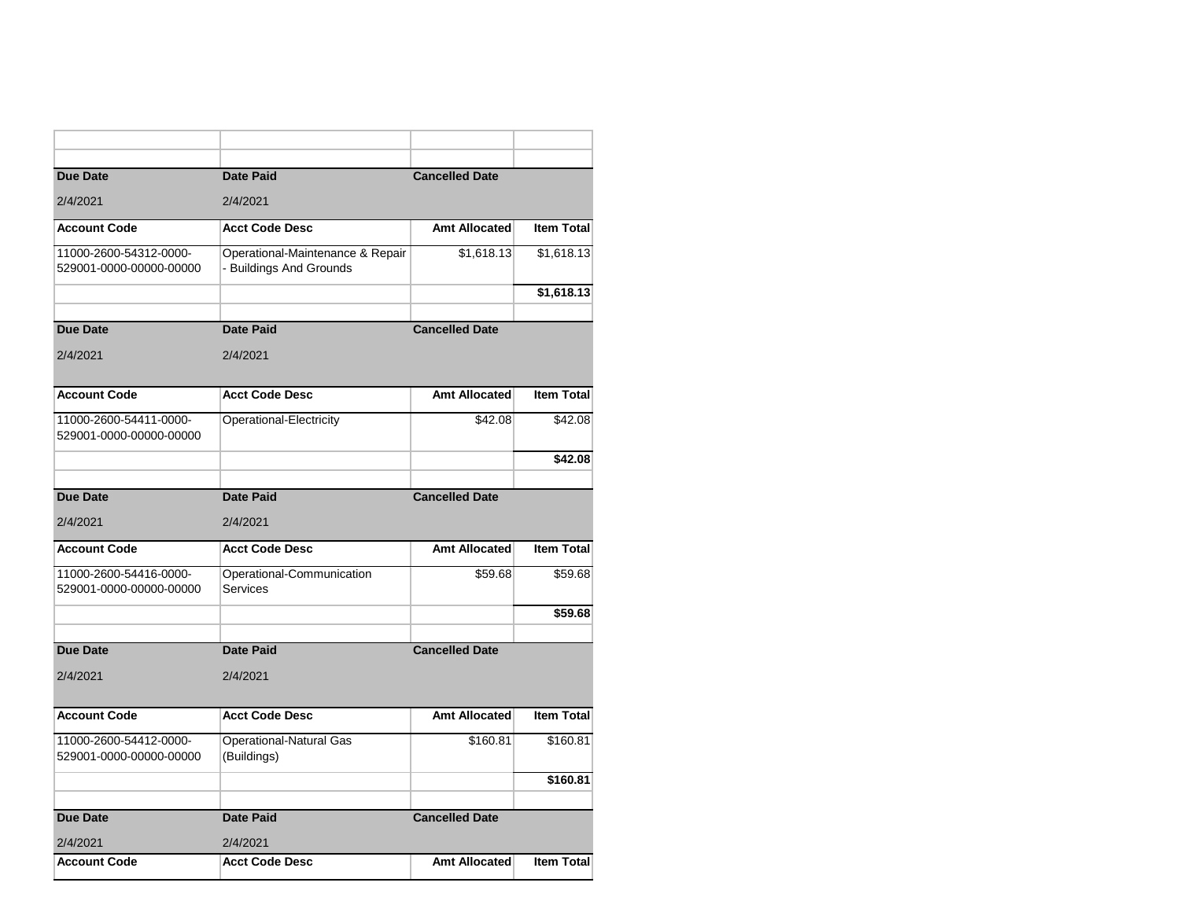| | | | |
|---|---|---|---|
| **Due Date** | **Date Paid** | **Cancelled Date** | |
| 2/4/2021 | 2/4/2021 | | |
| **Account Code** | **Acct Code Desc** | **Amt Allocated** | **Item Total** |
| 11000-2600-54312-0000-529001-0000-00000-00000 | Operational-Maintenance & Repair - Buildings And Grounds | $1,618.13 | $1,618.13 |
| | | | **$1,618.13** |
| | | | |
| **Due Date** | **Date Paid** | **Cancelled Date** | |
| 2/4/2021 | 2/4/2021 | | |
| **Account Code** | **Acct Code Desc** | **Amt Allocated** | **Item Total** |
| 11000-2600-54411-0000-529001-0000-00000-00000 | Operational-Electricity | $42.08 | $42.08 |
| | | | **$42.08** |
| | | | |
| **Due Date** | **Date Paid** | **Cancelled Date** | |
| 2/4/2021 | 2/4/2021 | | |
| **Account Code** | **Acct Code Desc** | **Amt Allocated** | **Item Total** |
| 11000-2600-54416-0000-529001-0000-00000-00000 | Operational-Communication Services | $59.68 | $59.68 |
| | | | **$59.68** |
| | | | |
| **Due Date** | **Date Paid** | **Cancelled Date** | |
| 2/4/2021 | 2/4/2021 | | |
| **Account Code** | **Acct Code Desc** | **Amt Allocated** | **Item Total** |
| 11000-2600-54412-0000-529001-0000-00000-00000 | Operational-Natural Gas (Buildings) | $160.81 | $160.81 |
| | | | **$160.81** |
| | | | |
| **Due Date** | **Date Paid** | **Cancelled Date** | |
| 2/4/2021 | 2/4/2021 | | |
| **Account Code** | **Acct Code Desc** | **Amt Allocated** | **Item Total** |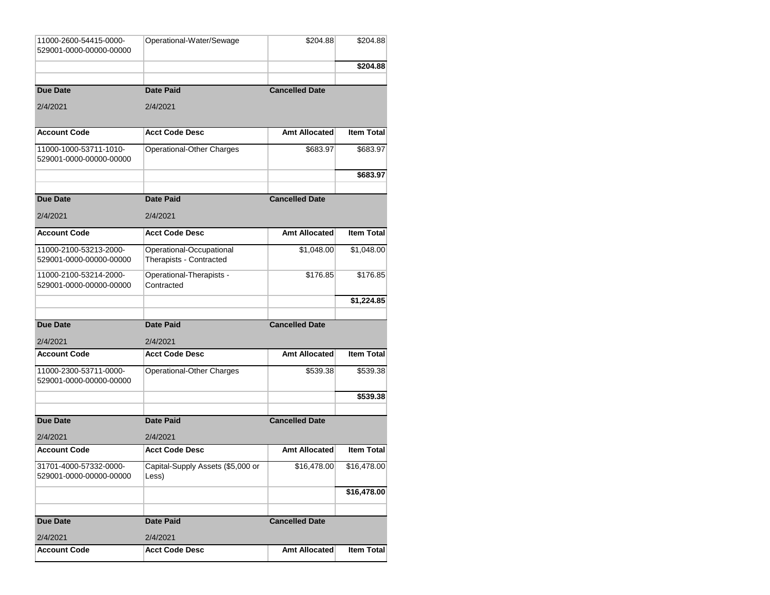| | | | |
|---|---|---|---|
| 11000-2600-54415-0000-529001-0000-00000-00000 | Operational-Water/Sewage | $204.88 | $204.88 |
| | | | **$204.88** |
| | | | |
| **Due Date** | **Date Paid** | **Cancelled Date** | |
| 2/4/2021 | 2/4/2021 | | |
| **Account Code** | **Acct Code Desc** | **Amt Allocated** | **Item Total** |
| 11000-1000-53711-1010-529001-0000-00000-00000 | Operational-Other Charges | $683.97 | $683.97 |
| | | | **$683.97** |
| | | | |
| **Due Date** | **Date Paid** | **Cancelled Date** | |
| 2/4/2021 | 2/4/2021 | | |
| **Account Code** | **Acct Code Desc** | **Amt Allocated** | **Item Total** |
| 11000-2100-53213-2000-529001-0000-00000-00000 | Operational-Occupational Therapists - Contracted | $1,048.00 | $1,048.00 |
| 11000-2100-53214-2000-529001-0000-00000-00000 | Operational-Therapists - Contracted | $176.85 | $176.85 |
| | | | **$1,224.85** |
| | | | |
| **Due Date** | **Date Paid** | **Cancelled Date** | |
| 2/4/2021 | 2/4/2021 | | |
| **Account Code** | **Acct Code Desc** | **Amt Allocated** | **Item Total** |
| 11000-2300-53711-0000-529001-0000-00000-00000 | Operational-Other Charges | $539.38 | $539.38 |
| | | | **$539.38** |
| | | | |
| **Due Date** | **Date Paid** | **Cancelled Date** | |
| 2/4/2021 | 2/4/2021 | | |
| **Account Code** | **Acct Code Desc** | **Amt Allocated** | **Item Total** |
| 31701-4000-57332-0000-529001-0000-00000-00000 | Capital-Supply Assets ($5,000 or Less) | $16,478.00 | $16,478.00 |
| | | | **$16,478.00** |
| | | | |
| **Due Date** | **Date Paid** | **Cancelled Date** | |
| 2/4/2021 | 2/4/2021 | | |
| **Account Code** | **Acct Code Desc** | **Amt Allocated** | **Item Total** |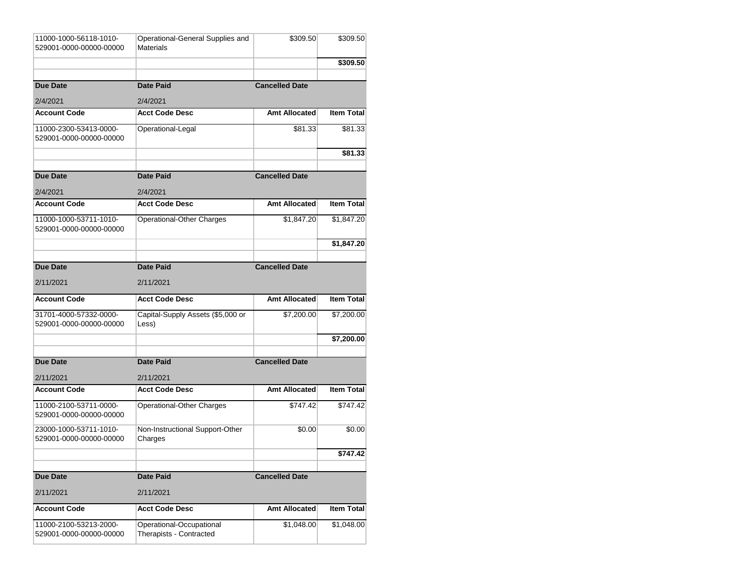| | | | |
|---|---|---|---|
| 11000-1000-56118-1010-529001-0000-00000-00000 | Operational-General Supplies and Materials | $309.50 | $309.50 |
| | | | **$309.50** |
| | | | |
| **Due Date** | **Date Paid** | **Cancelled Date** | |
| 2/4/2021 | 2/4/2021 | | |
| **Account Code** | **Acct Code Desc** | **Amt Allocated** | **Item Total** |
| 11000-2300-53413-0000-529001-0000-00000-00000 | Operational-Legal | $81.33 | $81.33 |
| | | | **$81.33** |
| | | | |
| **Due Date** | **Date Paid** | **Cancelled Date** | |
| 2/4/2021 | 2/4/2021 | | |
| **Account Code** | **Acct Code Desc** | **Amt Allocated** | **Item Total** |
| 11000-1000-53711-1010-529001-0000-00000-00000 | Operational-Other Charges | $1,847.20 | $1,847.20 |
| | | | **$1,847.20** |
| | | | |
| **Due Date** | **Date Paid** | **Cancelled Date** | |
| 2/11/2021 | 2/11/2021 | | |
| **Account Code** | **Acct Code Desc** | **Amt Allocated** | **Item Total** |
| 31701-4000-57332-0000-529001-0000-00000-00000 | Capital-Supply Assets ($5,000 or Less) | $7,200.00 | $7,200.00 |
| | | | **$7,200.00** |
| | | | |
| **Due Date** | **Date Paid** | **Cancelled Date** | |
| 2/11/2021 | 2/11/2021 | | |
| **Account Code** | **Acct Code Desc** | **Amt Allocated** | **Item Total** |
| 11000-2100-53711-0000-529001-0000-00000-00000 | Operational-Other Charges | $747.42 | $747.42 |
| 23000-1000-53711-1010-529001-0000-00000-00000 | Non-Instructional Support-Other Charges | $0.00 | $0.00 |
| | | | **$747.42** |
| | | | |
| **Due Date** | **Date Paid** | **Cancelled Date** | |
| 2/11/2021 | 2/11/2021 | | |
| **Account Code** | **Acct Code Desc** | **Amt Allocated** | **Item Total** |
| 11000-2100-53213-2000-529001-0000-00000-00000 | Operational-Occupational Therapists - Contracted | $1,048.00 | $1,048.00 |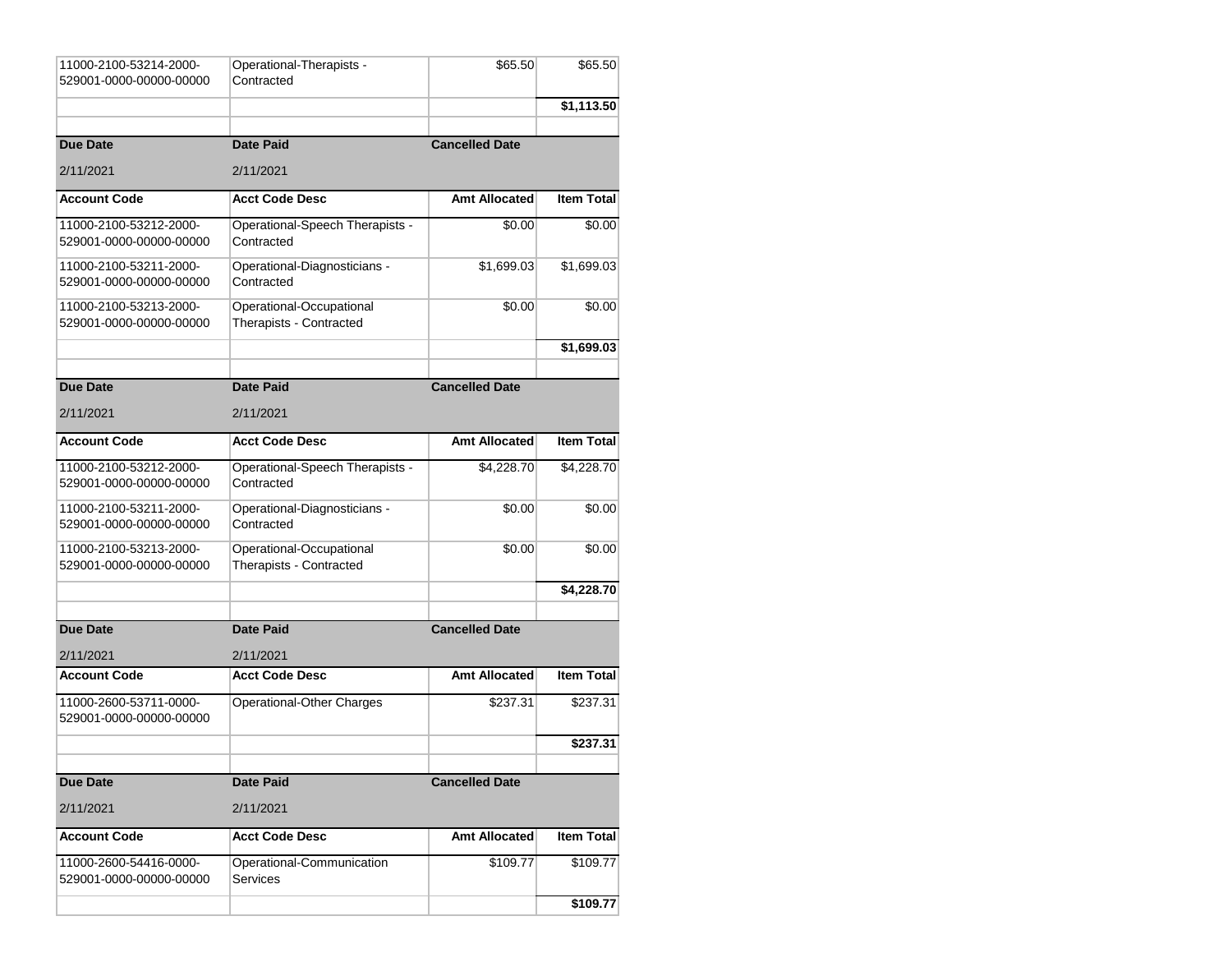| | | | |
|---|---|---|---|
| 11000-2100-53214-2000-529001-0000-00000-00000 | Operational-Therapists - Contracted | $65.50 | $65.50 |
| | | | **$1,113.50** |

| Due Date | Date Paid | Cancelled Date | |
|---|---|---|---|
| 2/11/2021 | 2/11/2021 | | |

| Account Code | Acct Code Desc | Amt Allocated | Item Total |
|---|---|---|---|
| 11000-2100-53212-2000-529001-0000-00000-00000 | Operational-Speech Therapists - Contracted | $0.00 | $0.00 |
| 11000-2100-53211-2000-529001-0000-00000-00000 | Operational-Diagnosticians - Contracted | $1,699.03 | $1,699.03 |
| 11000-2100-53213-2000-529001-0000-00000-00000 | Operational-Occupational Therapists - Contracted | $0.00 | $0.00 |
| | | | **$1,699.03** |

| Due Date | Date Paid | Cancelled Date | |
|---|---|---|---|
| 2/11/2021 | 2/11/2021 | | |

| Account Code | Acct Code Desc | Amt Allocated | Item Total |
|---|---|---|---|
| 11000-2100-53212-2000-529001-0000-00000-00000 | Operational-Speech Therapists - Contracted | $4,228.70 | $4,228.70 |
| 11000-2100-53211-2000-529001-0000-00000-00000 | Operational-Diagnosticians - Contracted | $0.00 | $0.00 |
| 11000-2100-53213-2000-529001-0000-00000-00000 | Operational-Occupational Therapists - Contracted | $0.00 | $0.00 |
| | | | **$4,228.70** |

| Due Date | Date Paid | Cancelled Date | |
|---|---|---|---|
| 2/11/2021 | 2/11/2021 | | |

| Account Code | Acct Code Desc | Amt Allocated | Item Total |
|---|---|---|---|
| 11000-2600-53711-0000-529001-0000-00000-00000 | Operational-Other Charges | $237.31 | $237.31 |
| | | | **$237.31** |

| Due Date | Date Paid | Cancelled Date | |
|---|---|---|---|
| 2/11/2021 | 2/11/2021 | | |

| Account Code | Acct Code Desc | Amt Allocated | Item Total |
|---|---|---|---|
| 11000-2600-54416-0000-529001-0000-00000-00000 | Operational-Communication Services | $109.77 | $109.77 |
| | | | **$109.77** |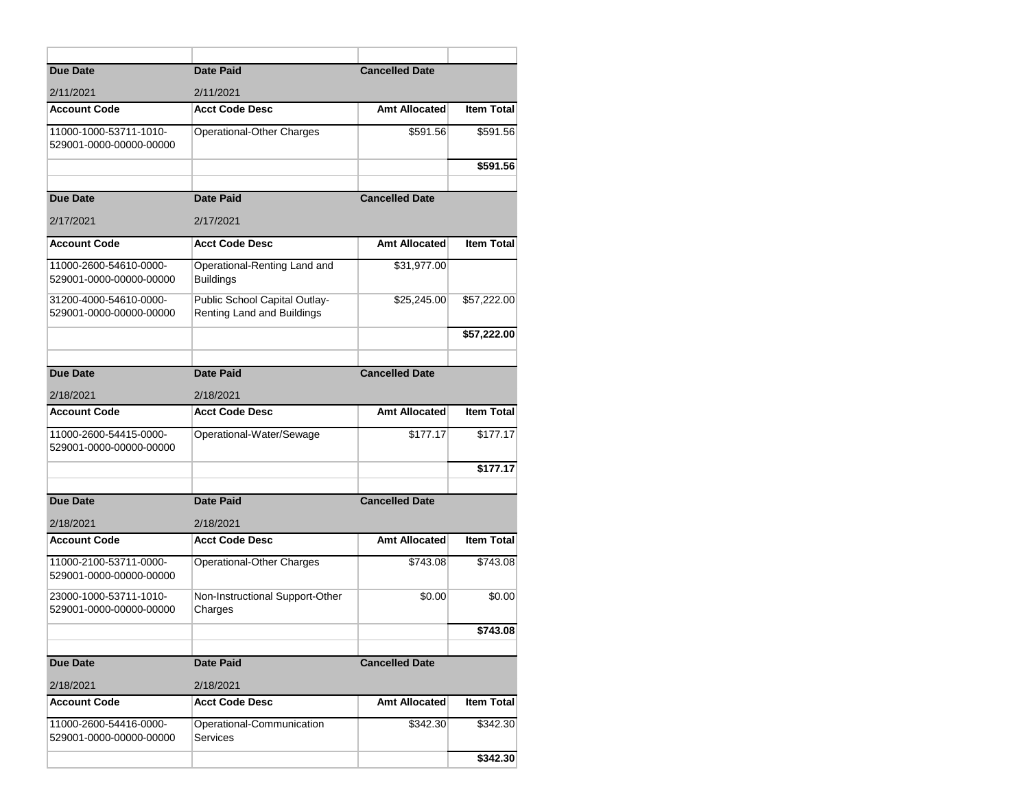| Due Date | Date Paid | Cancelled Date | |
|---|---|---|---|
| 2/11/2021 | 2/11/2021 | | |
| **Account Code** | **Acct Code Desc** | **Amt Allocated** | **Item Total** |
| 11000-1000-53711-1010-529001-0000-00000-00000 | Operational-Other Charges | $591.56 | $591.56 |
| | | | **$591.56** |

| Due Date | Date Paid | Cancelled Date | |
|---|---|---|---|
| 2/17/2021 | 2/17/2021 | | |
| **Account Code** | **Acct Code Desc** | **Amt Allocated** | **Item Total** |
| 11000-2600-54610-0000-529001-0000-00000-00000 | Operational-Renting Land and Buildings | $31,977.00 | |
| 31200-4000-54610-0000-529001-0000-00000-00000 | Public School Capital Outlay-Renting Land and Buildings | $25,245.00 | $57,222.00 |
| | | | **$57,222.00** |

| Due Date | Date Paid | Cancelled Date | |
|---|---|---|---|
| 2/18/2021 | 2/18/2021 | | |
| **Account Code** | **Acct Code Desc** | **Amt Allocated** | **Item Total** |
| 11000-2600-54415-0000-529001-0000-00000-00000 | Operational-Water/Sewage | $177.17 | $177.17 |
| | | | **$177.17** |

| Due Date | Date Paid | Cancelled Date | |
|---|---|---|---|
| 2/18/2021 | 2/18/2021 | | |
| **Account Code** | **Acct Code Desc** | **Amt Allocated** | **Item Total** |
| 11000-2100-53711-0000-529001-0000-00000-00000 | Operational-Other Charges | $743.08 | $743.08 |
| 23000-1000-53711-1010-529001-0000-00000-00000 | Non-Instructional Support-Other Charges | $0.00 | $0.00 |
| | | | **$743.08** |

| Due Date | Date Paid | Cancelled Date | |
|---|---|---|---|
| 2/18/2021 | 2/18/2021 | | |
| **Account Code** | **Acct Code Desc** | **Amt Allocated** | **Item Total** |
| 11000-2600-54416-0000-529001-0000-00000-00000 | Operational-Communication Services | $342.30 | $342.30 |
| | | | **$342.30** |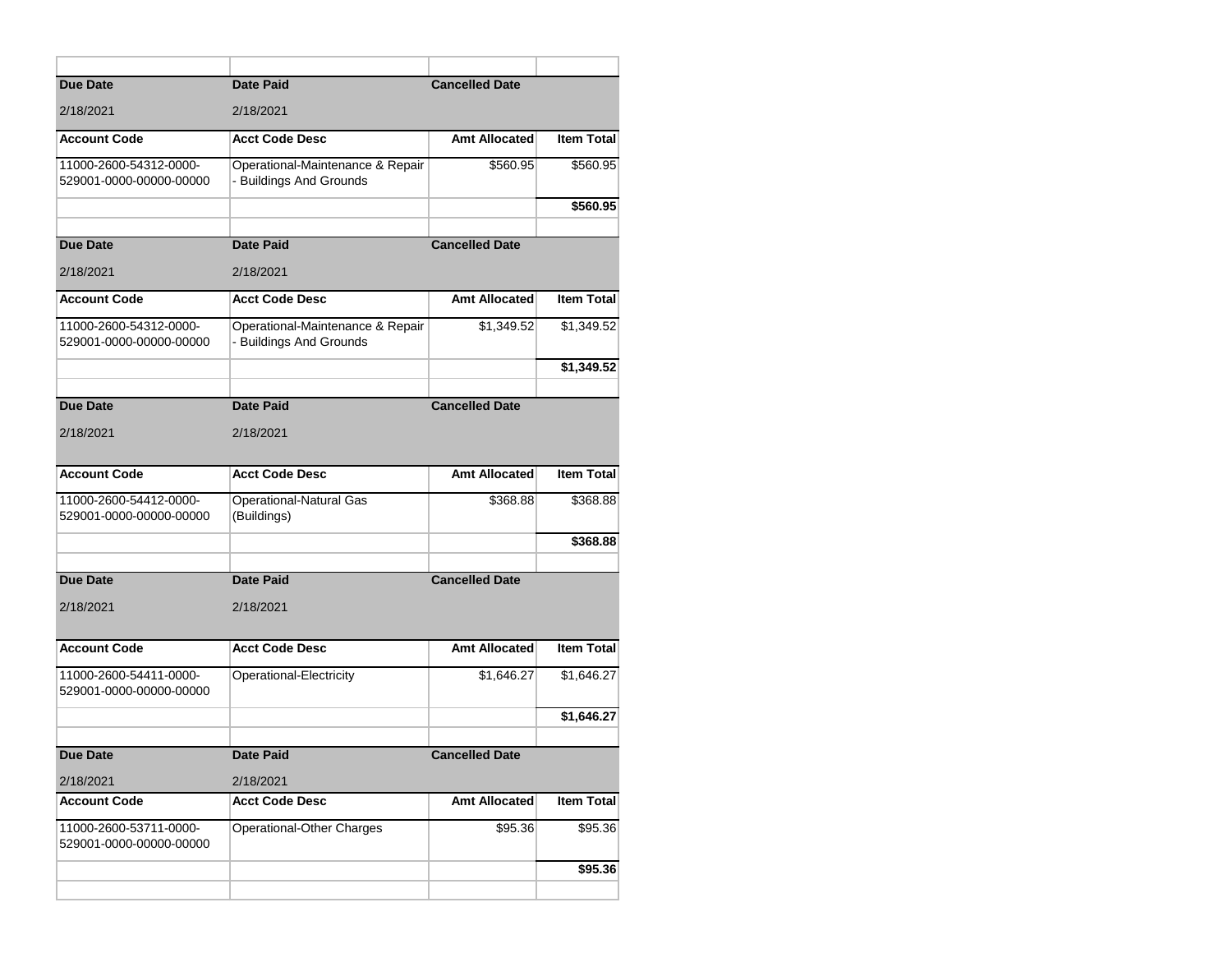| Due Date | Date Paid | Cancelled Date | |
|---|---|---|---|
| 2/18/2021 | 2/18/2021 | | |
| **Account Code** | **Acct Code Desc** | **Amt Allocated** | **Item Total** |
| 11000-2600-54312-0000-529001-0000-00000-00000 | Operational-Maintenance & Repair - Buildings And Grounds | $560.95 | $560.95 |
| | | | **$560.95** |

| Due Date | Date Paid | Cancelled Date | |
|---|---|---|---|
| 2/18/2021 | 2/18/2021 | | |
| **Account Code** | **Acct Code Desc** | **Amt Allocated** | **Item Total** |
| 11000-2600-54312-0000-529001-0000-00000-00000 | Operational-Maintenance & Repair - Buildings And Grounds | $1,349.52 | $1,349.52 |
| | | | **$1,349.52** |

| Due Date | Date Paid | Cancelled Date | |
|---|---|---|---|
| 2/18/2021 | 2/18/2021 | | |
| **Account Code** | **Acct Code Desc** | **Amt Allocated** | **Item Total** |
| 11000-2600-54412-0000-529001-0000-00000-00000 | Operational-Natural Gas (Buildings) | $368.88 | $368.88 |
| | | | **$368.88** |

| Due Date | Date Paid | Cancelled Date | |
|---|---|---|---|
| 2/18/2021 | 2/18/2021 | | |
| **Account Code** | **Acct Code Desc** | **Amt Allocated** | **Item Total** |
| 11000-2600-54411-0000-529001-0000-00000-00000 | Operational-Electricity | $1,646.27 | $1,646.27 |
| | | | **$1,646.27** |

| Due Date | Date Paid | Cancelled Date | |
|---|---|---|---|
| 2/18/2021 | 2/18/2021 | | |
| **Account Code** | **Acct Code Desc** | **Amt Allocated** | **Item Total** |
| 11000-2600-53711-0000-529001-0000-00000-00000 | Operational-Other Charges | $95.36 | $95.36 |
| | | | **$95.36** |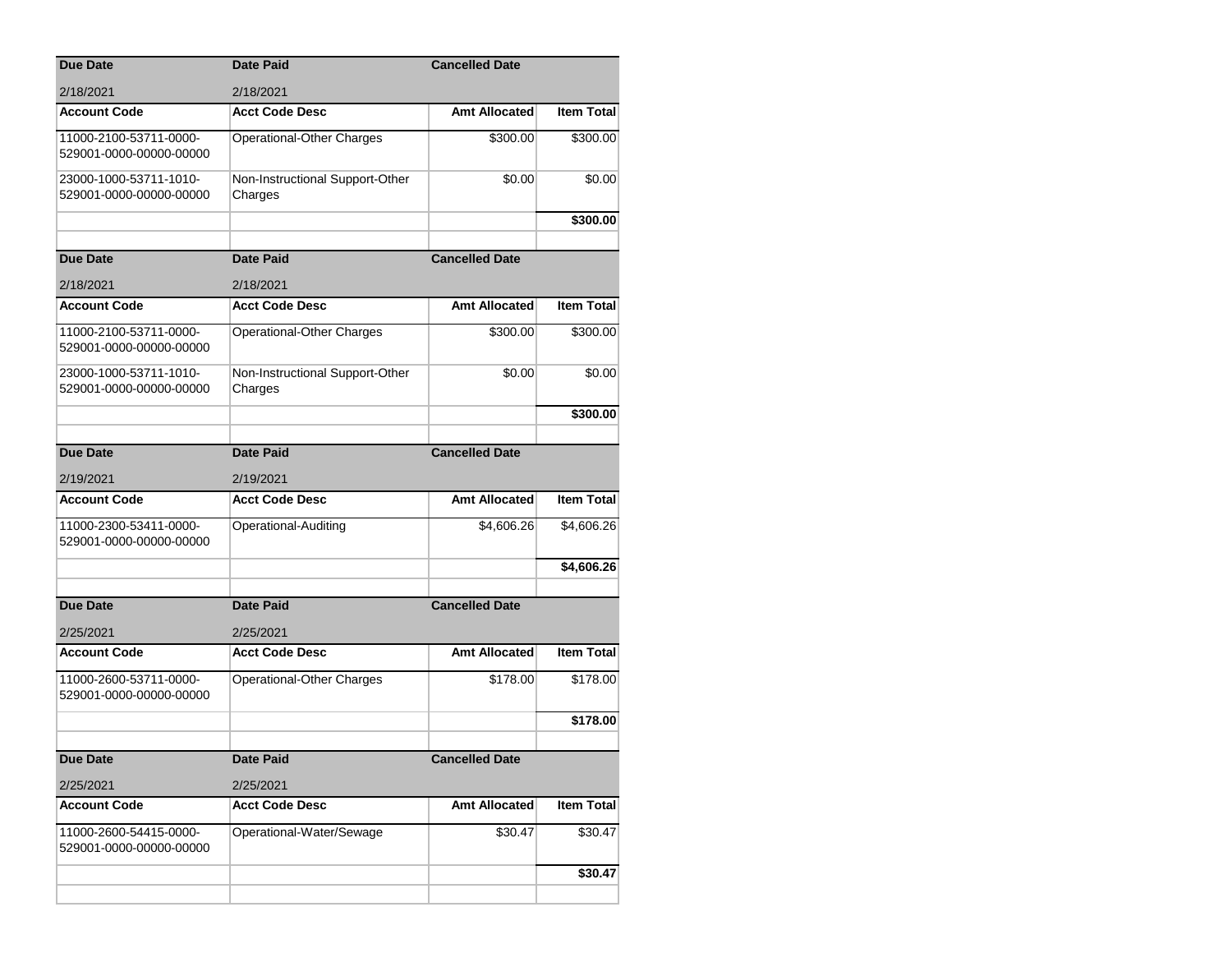| Due Date | Date Paid | Cancelled Date | |
|---|---|---|---|
| 2/18/2021 | 2/18/2021 | | |
| **Account Code** | **Acct Code Desc** | **Amt Allocated** | **Item Total** |
| 11000-2100-53711-0000-529001-0000-00000-00000 | Operational-Other Charges | $300.00 | $300.00 |
| 23000-1000-53711-1010-529001-0000-00000-00000 | Non-Instructional Support-Other Charges | $0.00 | $0.00 |
| | | | **$300.00** |

| Due Date | Date Paid | Cancelled Date | |
|---|---|---|---|
| 2/18/2021 | 2/18/2021 | | |
| **Account Code** | **Acct Code Desc** | **Amt Allocated** | **Item Total** |
| 11000-2100-53711-0000-529001-0000-00000-00000 | Operational-Other Charges | $300.00 | $300.00 |
| 23000-1000-53711-1010-529001-0000-00000-00000 | Non-Instructional Support-Other Charges | $0.00 | $0.00 |
| | | | **$300.00** |

| Due Date | Date Paid | Cancelled Date | |
|---|---|---|---|
| 2/19/2021 | 2/19/2021 | | |
| **Account Code** | **Acct Code Desc** | **Amt Allocated** | **Item Total** |
| 11000-2300-53411-0000-529001-0000-00000-00000 | Operational-Auditing | $4,606.26 | $4,606.26 |
| | | | **$4,606.26** |

| Due Date | Date Paid | Cancelled Date | |
|---|---|---|---|
| 2/25/2021 | 2/25/2021 | | |
| **Account Code** | **Acct Code Desc** | **Amt Allocated** | **Item Total** |
| 11000-2600-53711-0000-529001-0000-00000-00000 | Operational-Other Charges | $178.00 | $178.00 |
| | | | **$178.00** |

| Due Date | Date Paid | Cancelled Date | |
|---|---|---|---|
| 2/25/2021 | 2/25/2021 | | |
| **Account Code** | **Acct Code Desc** | **Amt Allocated** | **Item Total** |
| 11000-2600-54415-0000-529001-0000-00000-00000 | Operational-Water/Sewage | $30.47 | $30.47 |
| | | | **$30.47** |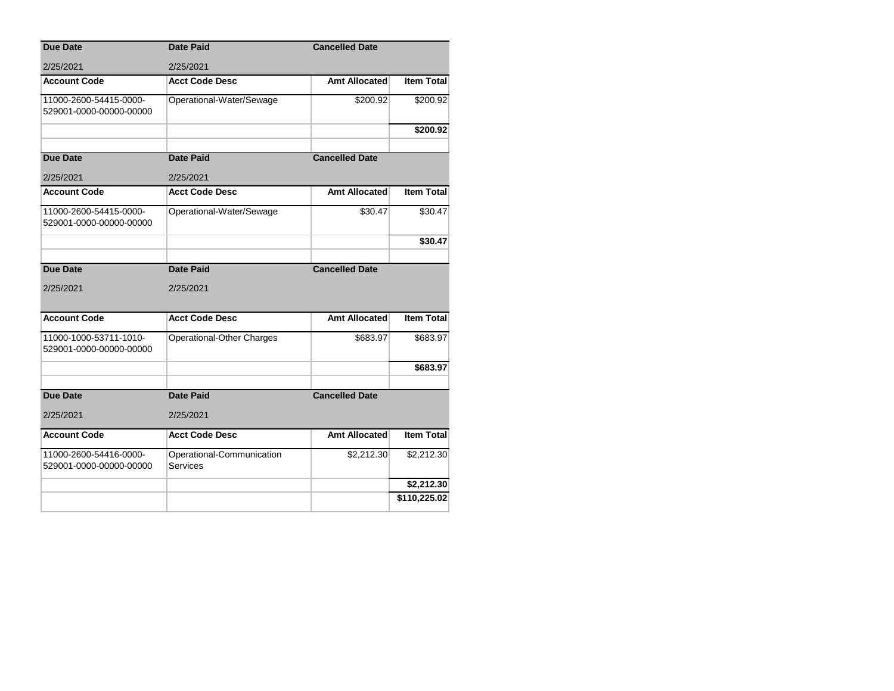| Due Date | Date Paid | Cancelled Date | |
|---|---|---|---|
| 2/25/2021 | 2/25/2021 | | |
| **Account Code** | **Acct Code Desc** | **Amt Allocated** | **Item Total** |
| 11000-2600-54415-0000-529001-0000-00000-00000 | Operational-Water/Sewage | $200.92 | $200.92 |
| | | | **$200.92** |
| | | | |
| **Due Date** | **Date Paid** | **Cancelled Date** | |
| 2/25/2021 | 2/25/2021 | | |
| **Account Code** | **Acct Code Desc** | **Amt Allocated** | **Item Total** |
| 11000-2600-54415-0000-529001-0000-00000-00000 | Operational-Water/Sewage | $30.47 | $30.47 |
| | | | **$30.47** |
| | | | |
| **Due Date** | **Date Paid** | **Cancelled Date** | |
| 2/25/2021 | 2/25/2021 | | |
| **Account Code** | **Acct Code Desc** | **Amt Allocated** | **Item Total** |
| 11000-1000-53711-1010-529001-0000-00000-00000 | Operational-Other Charges | $683.97 | $683.97 |
| | | | **$683.97** |
| | | | |
| **Due Date** | **Date Paid** | **Cancelled Date** | |
| 2/25/2021 | 2/25/2021 | | |
| **Account Code** | **Acct Code Desc** | **Amt Allocated** | **Item Total** |
| 11000-2600-54416-0000-529001-0000-00000-00000 | Operational-Communication Services | $2,212.30 | $2,212.30 |
| | | | **$2,212.30** |
| | | | **$110,225.02** |